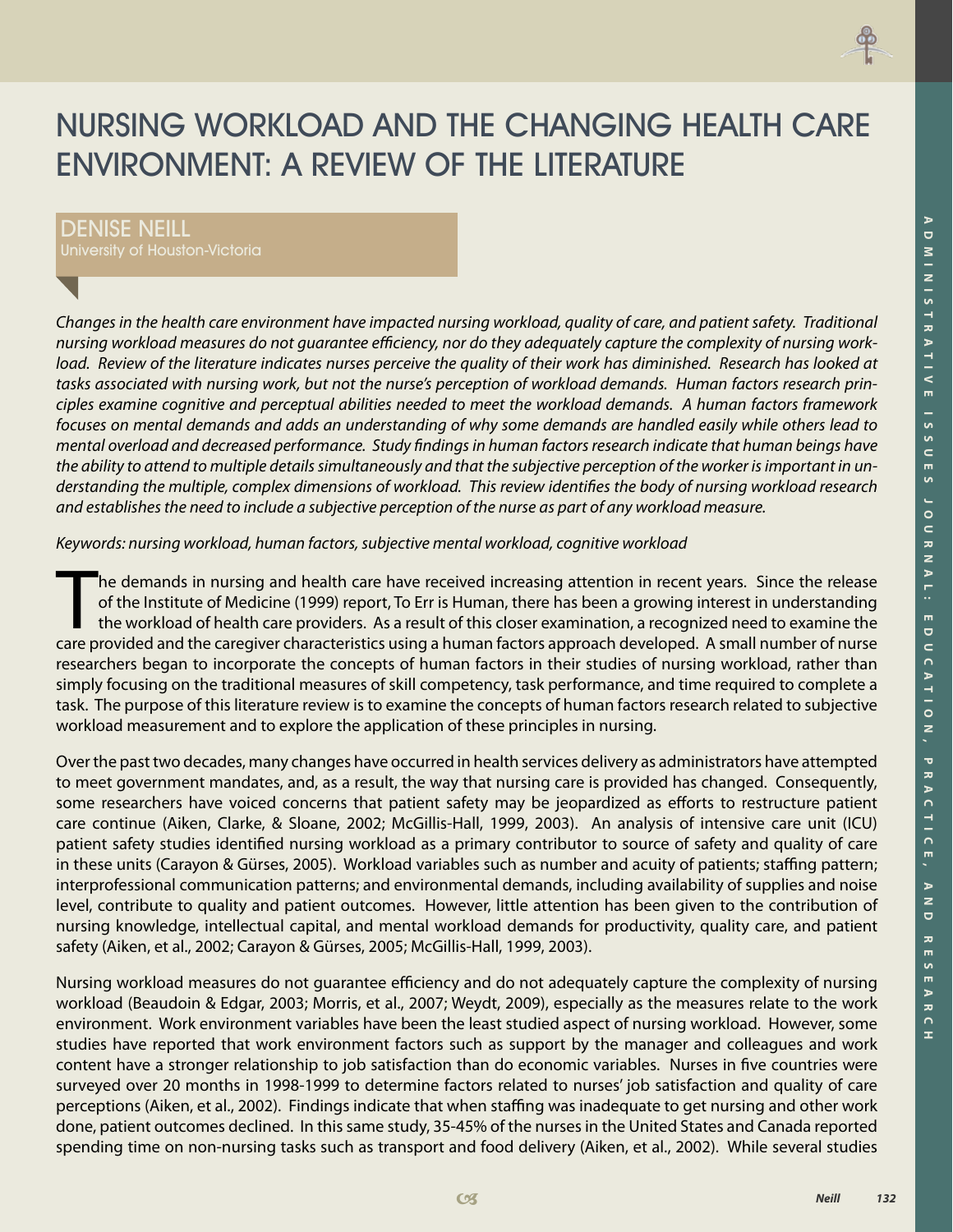# NURSING WORKLOAD AND THE CHANGING HEALTH CARE ENVIRONMENT: A REVIEW OF THE LITERATURE

## DENISE NEILL
University of Houston-Victoria

*Changes in the health care environment have impacted nursing workload, quality of care, and patient safety. Traditional nursing workload measures do not guarantee efficiency, nor do they adequately capture the complexity of nursing workload. Review of the literature indicates nurses perceive the quality of their work has diminished. Research has looked at tasks associated with nursing work, but not the nurse's perception of workload demands. Human factors research principles examine cognitive and perceptual abilities needed to meet the workload demands. A human factors framework focuses on mental demands and adds an understanding of why some demands are handled easily while others lead to mental overload and decreased performance. Study findings in human factors research indicate that human beings have the ability to attend to multiple details simultaneously and that the subjective perception of the worker is important in understanding the multiple, complex dimensions of workload. This review identifies the body of nursing workload research and establishes the need to include a subjective perception of the nurse as part of any workload measure.*

*Keywords: nursing workload, human factors, subjective mental workload, cognitive workload*

The demands in nursing and health care have received increasing attention in recent years. Since the release of the Institute of Medicine (1999) report, To Err is Human, there has been a growing interest in understanding the workload of health care providers. As a result of this closer examination, a recognized need to examine the care provided and the caregiver characteristics using a human factors approach developed. A small number of nurse researchers began to incorporate the concepts of human factors in their studies of nursing workload, rather than simply focusing on the traditional measures of skill competency, task performance, and time required to complete a task. The purpose of this literature review is to examine the concepts of human factors research related to subjective workload measurement and to explore the application of these principles in nursing.

Over the past two decades, many changes have occurred in health services delivery as administrators have attempted to meet government mandates, and, as a result, the way that nursing care is provided has changed. Consequently, some researchers have voiced concerns that patient safety may be jeopardized as efforts to restructure patient care continue (Aiken, Clarke, & Sloane, 2002; McGillis-Hall, 1999, 2003). An analysis of intensive care unit (ICU) patient safety studies identified nursing workload as a primary contributor to source of safety and quality of care in these units (Carayon & Gürses, 2005). Workload variables such as number and acuity of patients; staffing pattern; interprofessional communication patterns; and environmental demands, including availability of supplies and noise level, contribute to quality and patient outcomes. However, little attention has been given to the contribution of nursing knowledge, intellectual capital, and mental workload demands for productivity, quality care, and patient safety (Aiken, et al., 2002; Carayon & Gürses, 2005; McGillis-Hall, 1999, 2003).

Nursing workload measures do not guarantee efficiency and do not adequately capture the complexity of nursing workload (Beaudoin & Edgar, 2003; Morris, et al., 2007; Weydt, 2009), especially as the measures relate to the work environment. Work environment variables have been the least studied aspect of nursing workload. However, some studies have reported that work environment factors such as support by the manager and colleagues and work content have a stronger relationship to job satisfaction than do economic variables. Nurses in five countries were surveyed over 20 months in 1998-1999 to determine factors related to nurses' job satisfaction and quality of care perceptions (Aiken, et al., 2002). Findings indicate that when staffing was inadequate to get nursing and other work done, patient outcomes declined. In this same study, 35-45% of the nurses in the United States and Canada reported spending time on non-nursing tasks such as transport and food delivery (Aiken, et al., 2002). While several studies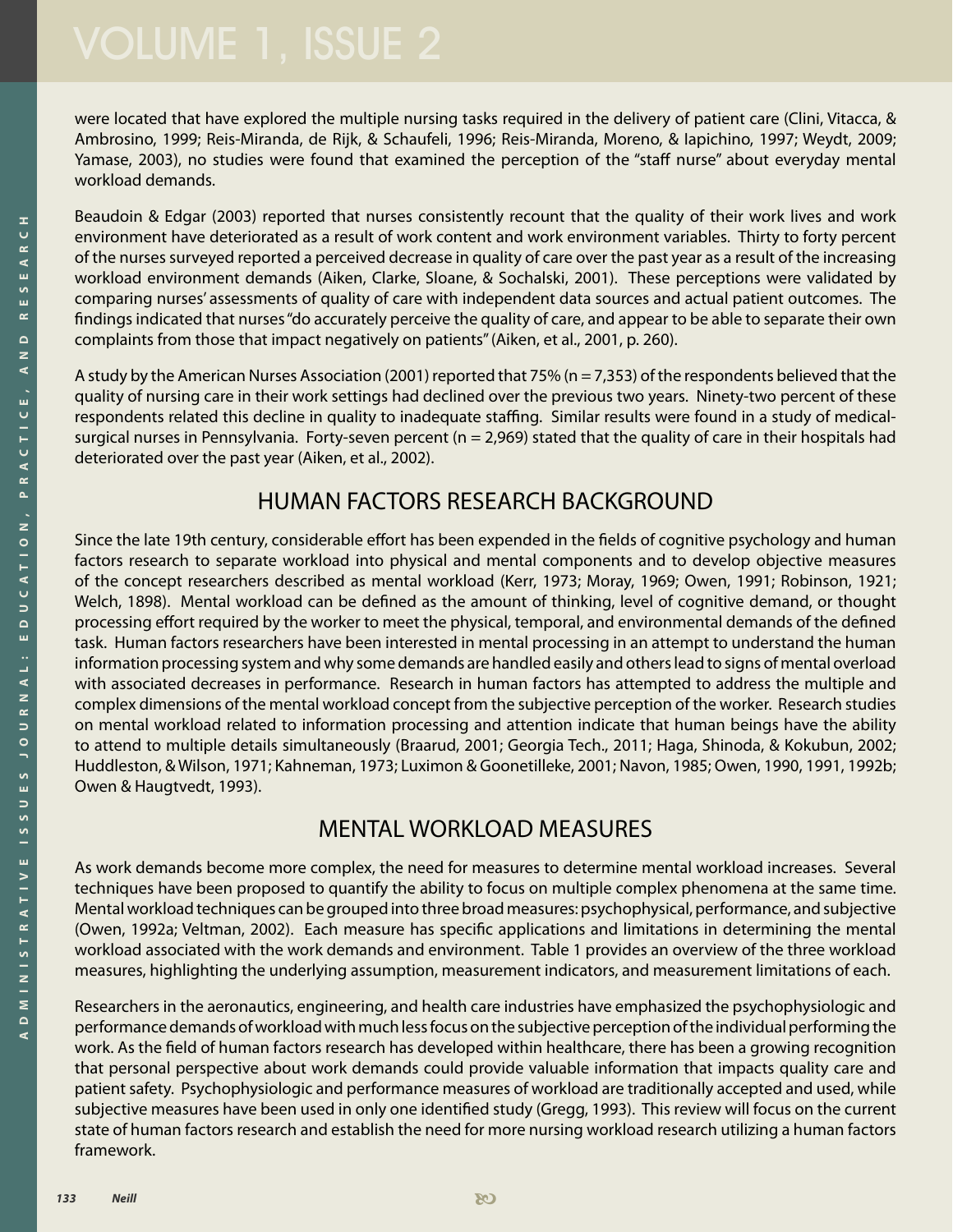were located that have explored the multiple nursing tasks required in the delivery of patient care (Clini, Vitacca, & Ambrosino, 1999; Reis-Miranda, de Rijk, & Schaufeli, 1996; Reis-Miranda, Moreno, & Iapichino, 1997; Weydt, 2009; Yamase, 2003), no studies were found that examined the perception of the "staff nurse" about everyday mental workload demands.

Beaudoin & Edgar (2003) reported that nurses consistently recount that the quality of their work lives and work environment have deteriorated as a result of work content and work environment variables. Thirty to forty percent of the nurses surveyed reported a perceived decrease in quality of care over the past year as a result of the increasing workload environment demands (Aiken, Clarke, Sloane, & Sochalski, 2001). These perceptions were validated by comparing nurses' assessments of quality of care with independent data sources and actual patient outcomes. The findings indicated that nurses "do accurately perceive the quality of care, and appear to be able to separate their own complaints from those that impact negatively on patients" (Aiken, et al., 2001, p. 260).

A study by the American Nurses Association (2001) reported that 75% (n = 7,353) of the respondents believed that the quality of nursing care in their work settings had declined over the previous two years. Ninety-two percent of these respondents related this decline in quality to inadequate staffing. Similar results were found in a study of medical-surgical nurses in Pennsylvania. Forty-seven percent (n = 2,969) stated that the quality of care in their hospitals had deteriorated over the past year (Aiken, et al., 2002).

## HUMAN FACTORS RESEARCH BACKGROUND

Since the late 19th century, considerable effort has been expended in the fields of cognitive psychology and human factors research to separate workload into physical and mental components and to develop objective measures of the concept researchers described as mental workload (Kerr, 1973; Moray, 1969; Owen, 1991; Robinson, 1921; Welch, 1898). Mental workload can be defined as the amount of thinking, level of cognitive demand, or thought processing effort required by the worker to meet the physical, temporal, and environmental demands of the defined task. Human factors researchers have been interested in mental processing in an attempt to understand the human information processing system and why some demands are handled easily and others lead to signs of mental overload with associated decreases in performance. Research in human factors has attempted to address the multiple and complex dimensions of the mental workload concept from the subjective perception of the worker. Research studies on mental workload related to information processing and attention indicate that human beings have the ability to attend to multiple details simultaneously (Braarud, 2001; Georgia Tech., 2011; Haga, Shinoda, & Kokubun, 2002; Huddleston, & Wilson, 1971; Kahneman, 1973; Luximon & Goonetilleke, 2001; Navon, 1985; Owen, 1990, 1991, 1992b; Owen & Haugtvedt, 1993).

## MENTAL WORKLOAD MEASURES

As work demands become more complex, the need for measures to determine mental workload increases. Several techniques have been proposed to quantify the ability to focus on multiple complex phenomena at the same time. Mental workload techniques can be grouped into three broad measures: psychophysical, performance, and subjective (Owen, 1992a; Veltman, 2002). Each measure has specific applications and limitations in determining the mental workload associated with the work demands and environment. Table 1 provides an overview of the three workload measures, highlighting the underlying assumption, measurement indicators, and measurement limitations of each.

Researchers in the aeronautics, engineering, and health care industries have emphasized the psychophysiologic and performance demands of workload with much less focus on the subjective perception of the individual performing the work. As the field of human factors research has developed within healthcare, there has been a growing recognition that personal perspective about work demands could provide valuable information that impacts quality care and patient safety. Psychophysiologic and performance measures of workload are traditionally accepted and used, while subjective measures have been used in only one identified study (Gregg, 1993). This review will focus on the current state of human factors research and establish the need for more nursing workload research utilizing a human factors framework.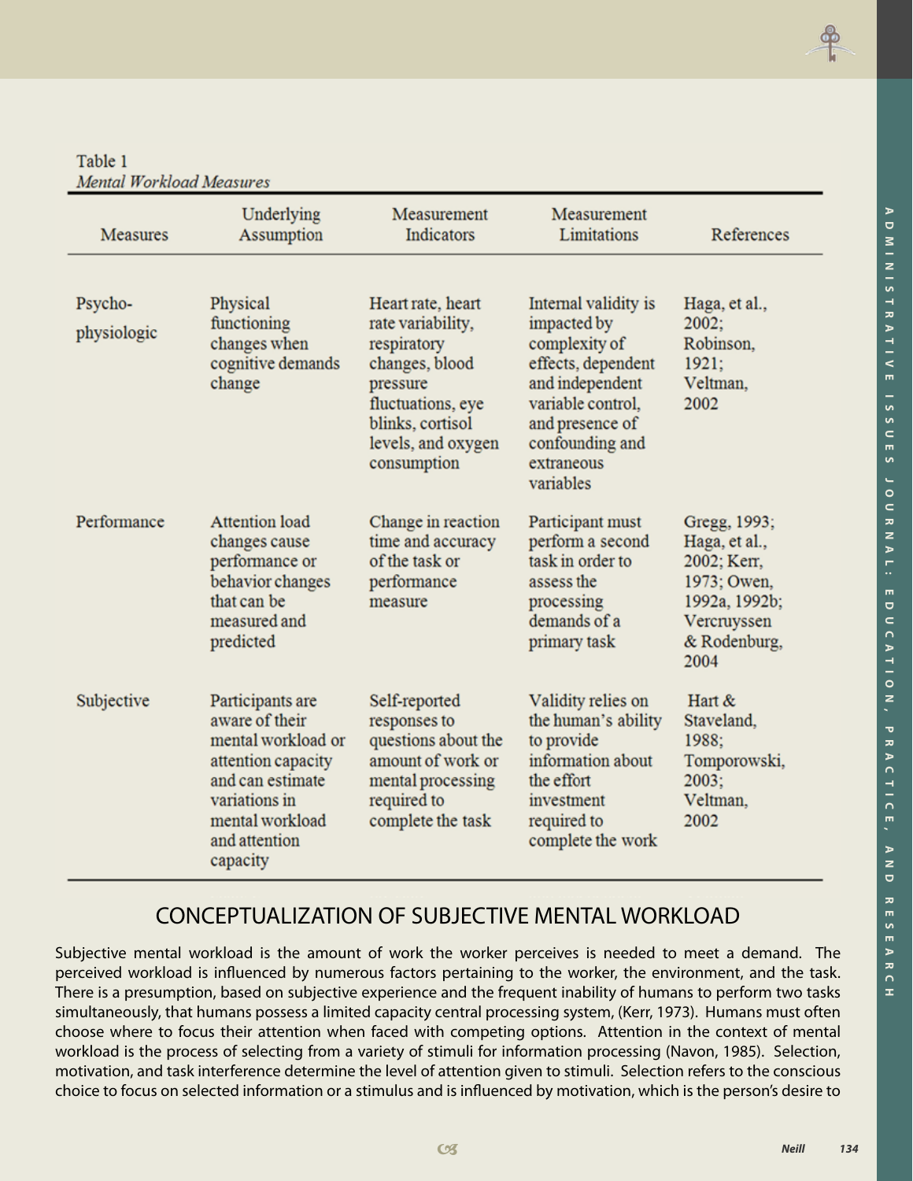Table 1
*Mental Workload Measures*

| Measures | Underlying Assumption | Measurement Indicators | Measurement Limitations | References |
|---|---|---|---|---|
| Psycho-physiologic | Physical functioning changes when cognitive demands change | Heart rate, heart rate variability, respiratory changes, blood pressure fluctuations, eye blinks, cortisol levels, and oxygen consumption | Internal validity is impacted by complexity of effects, dependent and independent variable control, and presence of confounding and extraneous variables | Haga, et al., 2002; Robinson, 1921; Veltman, 2002 |
| Performance | Attention load changes cause performance or behavior changes that can be measured and predicted | Change in reaction time and accuracy of the task or performance measure | Participant must perform a second task in order to assess the processing demands of a primary task | Gregg, 1993; Haga, et al., 2002; Kerr, 1973; Owen, 1992a, 1992b; Vercruyssen & Rodenburg, 2004 |
| Subjective | Participants are aware of their mental workload or attention capacity and can estimate variations in mental workload and attention capacity | Self-reported responses to questions about the amount of work or mental processing required to complete the task | Validity relies on the human's ability to provide information about the effort investment required to complete the work | Hart & Staveland, 1988; Tomporowski, 2003; Veltman, 2002 |

## CONCEPTUALIZATION OF SUBJECTIVE MENTAL WORKLOAD

Subjective mental workload is the amount of work the worker perceives is needed to meet a demand. The perceived workload is influenced by numerous factors pertaining to the worker, the environment, and the task. There is a presumption, based on subjective experience and the frequent inability of humans to perform two tasks simultaneously, that humans possess a limited capacity central processing system, (Kerr, 1973). Humans must often choose where to focus their attention when faced with competing options. Attention in the context of mental workload is the process of selecting from a variety of stimuli for information processing (Navon, 1985). Selection, motivation, and task interference determine the level of attention given to stimuli. Selection refers to the conscious choice to focus on selected information or a stimulus and is influenced by motivation, which is the person's desire to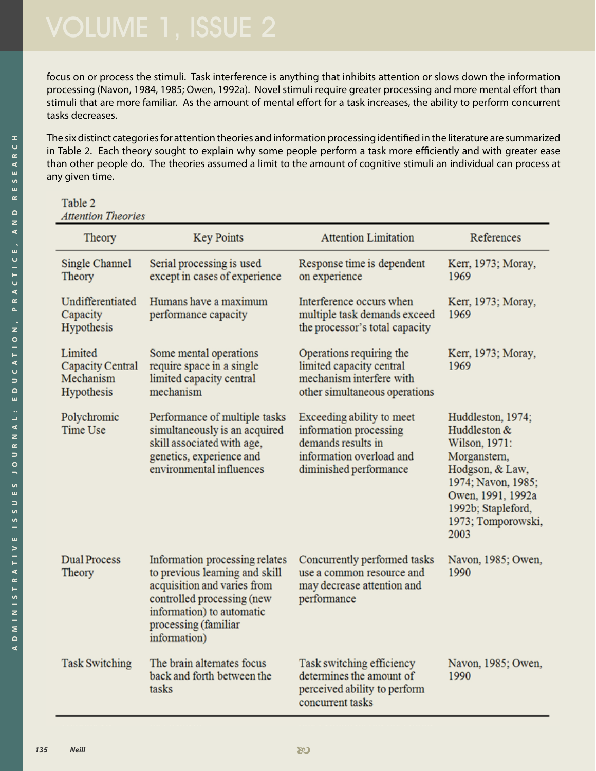focus on or process the stimuli. Task interference is anything that inhibits attention or slows down the information processing (Navon, 1984, 1985; Owen, 1992a). Novel stimuli require greater processing and more mental effort than stimuli that are more familiar. As the amount of mental effort for a task increases, the ability to perform concurrent tasks decreases.

The six distinct categories for attention theories and information processing identified in the literature are summarized in Table 2. Each theory sought to explain why some people perform a task more efficiently and with greater ease than other people do. The theories assumed a limit to the amount of cognitive stimuli an individual can process at any given time.

Table 2
*Attention Theories*

| Theory | Key Points | Attention Limitation | References |
|---|---|---|---|
| Single Channel Theory | Serial processing is used except in cases of experience | Response time is dependent on experience | Kerr, 1973; Moray, 1969 |
| Undifferentiated Capacity Hypothesis | Humans have a maximum performance capacity | Interference occurs when multiple task demands exceed the processor's total capacity | Kerr, 1973; Moray, 1969 |
| Limited Capacity Central Mechanism Hypothesis | Some mental operations require space in a single limited capacity central mechanism | Operations requiring the limited capacity central mechanism interfere with other simultaneous operations | Kerr, 1973; Moray, 1969 |
| Polychromic Time Use | Performance of multiple tasks simultaneously is an acquired skill associated with age, genetics, experience and environmental influences | Exceeding ability to meet information processing demands results in information overload and diminished performance | Huddleston, 1974; Huddleston & Wilson, 1971: Morganstern, Hodgson, & Law, 1974; Navon, 1985; Owen, 1991, 1992a 1992b; Stapleford, 1973; Tomporowski, 2003 |
| Dual Process Theory | Information processing relates to previous learning and skill acquisition and varies from controlled processing (new information) to automatic processing (familiar information) | Concurrently performed tasks use a common resource and may decrease attention and performance | Navon, 1985; Owen, 1990 |
| Task Switching | The brain alternates focus back and forth between the tasks | Task switching efficiency determines the amount of perceived ability to perform concurrent tasks | Navon, 1985; Owen, 1990 |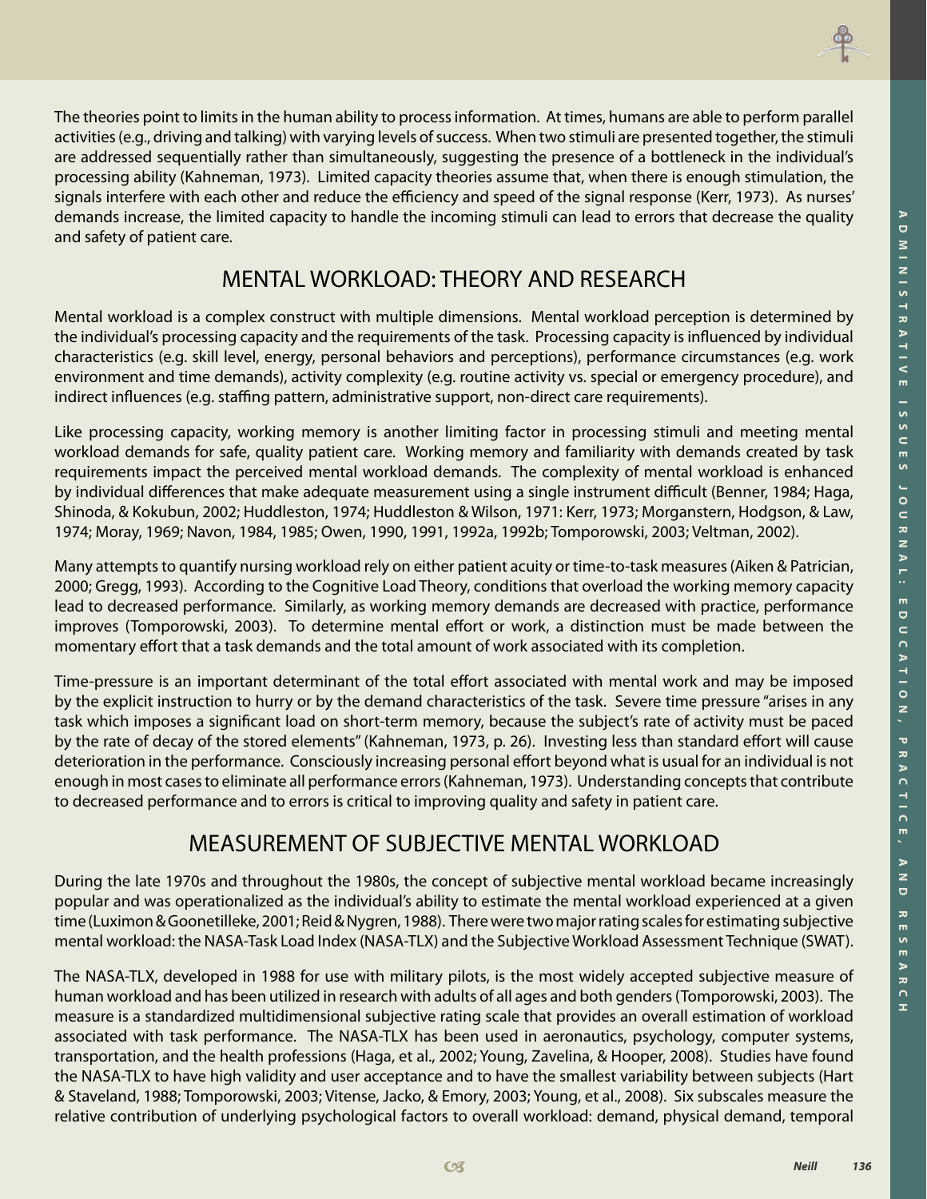The theories point to limits in the human ability to process information. At times, humans are able to perform parallel activities (e.g., driving and talking) with varying levels of success. When two stimuli are presented together, the stimuli are addressed sequentially rather than simultaneously, suggesting the presence of a bottleneck in the individual's processing ability (Kahneman, 1973). Limited capacity theories assume that, when there is enough stimulation, the signals interfere with each other and reduce the efficiency and speed of the signal response (Kerr, 1973). As nurses' demands increase, the limited capacity to handle the incoming stimuli can lead to errors that decrease the quality and safety of patient care.

## MENTAL WORKLOAD: THEORY AND RESEARCH

Mental workload is a complex construct with multiple dimensions. Mental workload perception is determined by the individual's processing capacity and the requirements of the task. Processing capacity is influenced by individual characteristics (e.g. skill level, energy, personal behaviors and perceptions), performance circumstances (e.g. work environment and time demands), activity complexity (e.g. routine activity vs. special or emergency procedure), and indirect influences (e.g. staffing pattern, administrative support, non-direct care requirements).

Like processing capacity, working memory is another limiting factor in processing stimuli and meeting mental workload demands for safe, quality patient care. Working memory and familiarity with demands created by task requirements impact the perceived mental workload demands. The complexity of mental workload is enhanced by individual differences that make adequate measurement using a single instrument difficult (Benner, 1984; Haga, Shinoda, & Kokubun, 2002; Huddleston, 1974; Huddleston & Wilson, 1971: Kerr, 1973; Morganstern, Hodgson, & Law, 1974; Moray, 1969; Navon, 1984, 1985; Owen, 1990, 1991, 1992a, 1992b; Tomporowski, 2003; Veltman, 2002).

Many attempts to quantify nursing workload rely on either patient acuity or time-to-task measures (Aiken & Patrician, 2000; Gregg, 1993). According to the Cognitive Load Theory, conditions that overload the working memory capacity lead to decreased performance. Similarly, as working memory demands are decreased with practice, performance improves (Tomporowski, 2003). To determine mental effort or work, a distinction must be made between the momentary effort that a task demands and the total amount of work associated with its completion.

Time-pressure is an important determinant of the total effort associated with mental work and may be imposed by the explicit instruction to hurry or by the demand characteristics of the task. Severe time pressure "arises in any task which imposes a significant load on short-term memory, because the subject's rate of activity must be paced by the rate of decay of the stored elements" (Kahneman, 1973, p. 26). Investing less than standard effort will cause deterioration in the performance. Consciously increasing personal effort beyond what is usual for an individual is not enough in most cases to eliminate all performance errors (Kahneman, 1973). Understanding concepts that contribute to decreased performance and to errors is critical to improving quality and safety in patient care.

## MEASUREMENT OF SUBJECTIVE MENTAL WORKLOAD

During the late 1970s and throughout the 1980s, the concept of subjective mental workload became increasingly popular and was operationalized as the individual's ability to estimate the mental workload experienced at a given time (Luximon & Goonetilleke, 2001; Reid & Nygren, 1988). There were two major rating scales for estimating subjective mental workload: the NASA-Task Load Index (NASA-TLX) and the Subjective Workload Assessment Technique (SWAT).

The NASA-TLX, developed in 1988 for use with military pilots, is the most widely accepted subjective measure of human workload and has been utilized in research with adults of all ages and both genders (Tomporowski, 2003). The measure is a standardized multidimensional subjective rating scale that provides an overall estimation of workload associated with task performance. The NASA-TLX has been used in aeronautics, psychology, computer systems, transportation, and the health professions (Haga, et al., 2002; Young, Zavelina, & Hooper, 2008). Studies have found the NASA-TLX to have high validity and user acceptance and to have the smallest variability between subjects (Hart & Staveland, 1988; Tomporowski, 2003; Vitense, Jacko, & Emory, 2003; Young, et al., 2008). Six subscales measure the relative contribution of underlying psychological factors to overall workload: demand, physical demand, temporal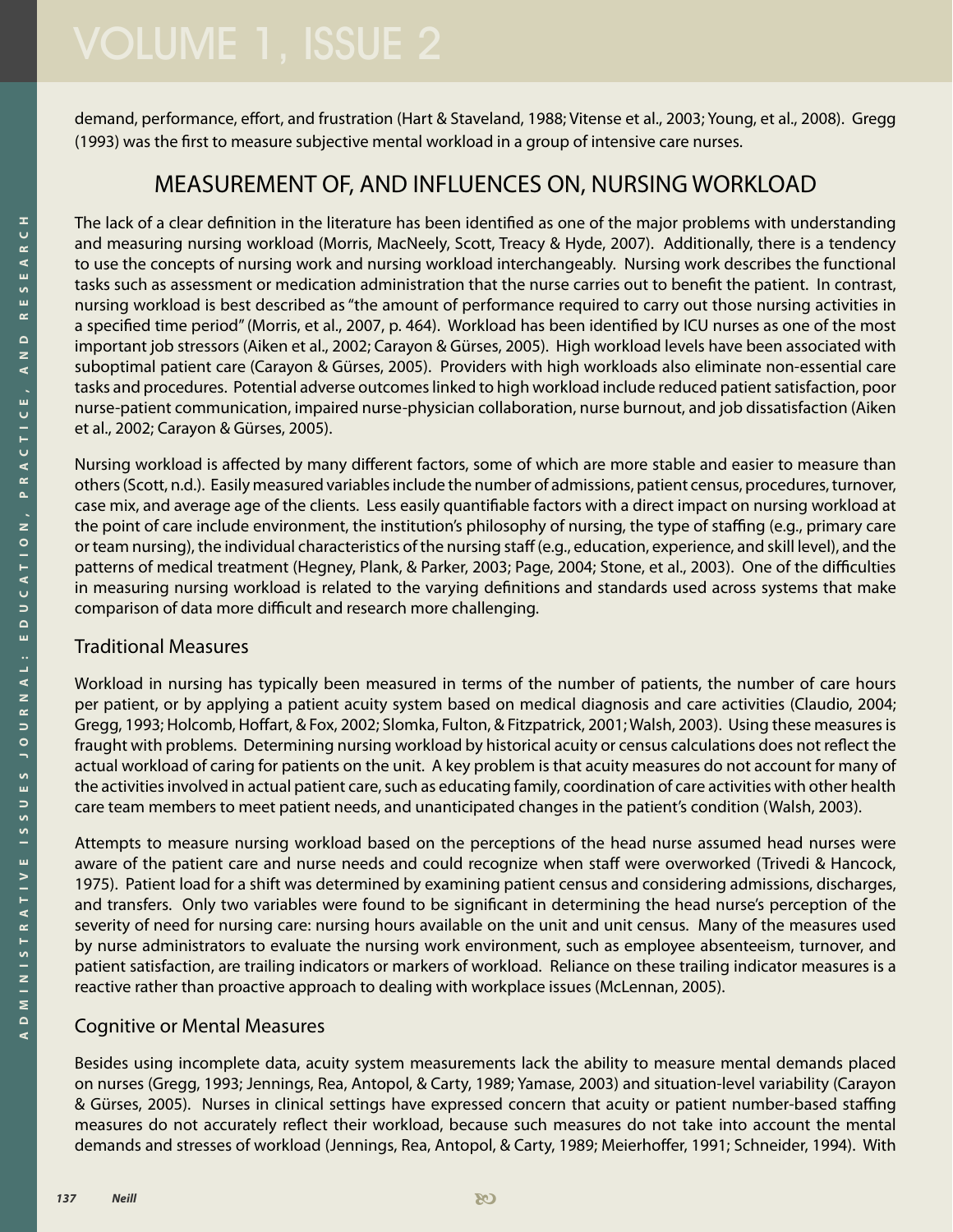demand, performance, effort, and frustration (Hart & Staveland, 1988; Vitense et al., 2003; Young, et al., 2008). Gregg (1993) was the first to measure subjective mental workload in a group of intensive care nurses.

## MEASUREMENT OF, AND INFLUENCES ON, NURSING WORKLOAD

The lack of a clear definition in the literature has been identified as one of the major problems with understanding and measuring nursing workload (Morris, MacNeely, Scott, Treacy & Hyde, 2007). Additionally, there is a tendency to use the concepts of nursing work and nursing workload interchangeably. Nursing work describes the functional tasks such as assessment or medication administration that the nurse carries out to benefit the patient. In contrast, nursing workload is best described as "the amount of performance required to carry out those nursing activities in a specified time period" (Morris, et al., 2007, p. 464). Workload has been identified by ICU nurses as one of the most important job stressors (Aiken et al., 2002; Carayon & Gürses, 2005). High workload levels have been associated with suboptimal patient care (Carayon & Gürses, 2005). Providers with high workloads also eliminate non-essential care tasks and procedures. Potential adverse outcomes linked to high workload include reduced patient satisfaction, poor nurse-patient communication, impaired nurse-physician collaboration, nurse burnout, and job dissatisfaction (Aiken et al., 2002; Carayon & Gürses, 2005).

Nursing workload is affected by many different factors, some of which are more stable and easier to measure than others (Scott, n.d.). Easily measured variables include the number of admissions, patient census, procedures, turnover, case mix, and average age of the clients. Less easily quantifiable factors with a direct impact on nursing workload at the point of care include environment, the institution's philosophy of nursing, the type of staffing (e.g., primary care or team nursing), the individual characteristics of the nursing staff (e.g., education, experience, and skill level), and the patterns of medical treatment (Hegney, Plank, & Parker, 2003; Page, 2004; Stone, et al., 2003). One of the difficulties in measuring nursing workload is related to the varying definitions and standards used across systems that make comparison of data more difficult and research more challenging.

### Traditional Measures

Workload in nursing has typically been measured in terms of the number of patients, the number of care hours per patient, or by applying a patient acuity system based on medical diagnosis and care activities (Claudio, 2004; Gregg, 1993; Holcomb, Hoffart, & Fox, 2002; Slomka, Fulton, & Fitzpatrick, 2001; Walsh, 2003). Using these measures is fraught with problems. Determining nursing workload by historical acuity or census calculations does not reflect the actual workload of caring for patients on the unit. A key problem is that acuity measures do not account for many of the activities involved in actual patient care, such as educating family, coordination of care activities with other health care team members to meet patient needs, and unanticipated changes in the patient's condition (Walsh, 2003).

Attempts to measure nursing workload based on the perceptions of the head nurse assumed head nurses were aware of the patient care and nurse needs and could recognize when staff were overworked (Trivedi & Hancock, 1975). Patient load for a shift was determined by examining patient census and considering admissions, discharges, and transfers. Only two variables were found to be significant in determining the head nurse's perception of the severity of need for nursing care: nursing hours available on the unit and unit census. Many of the measures used by nurse administrators to evaluate the nursing work environment, such as employee absenteeism, turnover, and patient satisfaction, are trailing indicators or markers of workload. Reliance on these trailing indicator measures is a reactive rather than proactive approach to dealing with workplace issues (McLennan, 2005).

### Cognitive or Mental Measures

Besides using incomplete data, acuity system measurements lack the ability to measure mental demands placed on nurses (Gregg, 1993; Jennings, Rea, Antopol, & Carty, 1989; Yamase, 2003) and situation-level variability (Carayon & Gürses, 2005). Nurses in clinical settings have expressed concern that acuity or patient number-based staffing measures do not accurately reflect their workload, because such measures do not take into account the mental demands and stresses of workload (Jennings, Rea, Antopol, & Carty, 1989; Meierhoffer, 1991; Schneider, 1994). With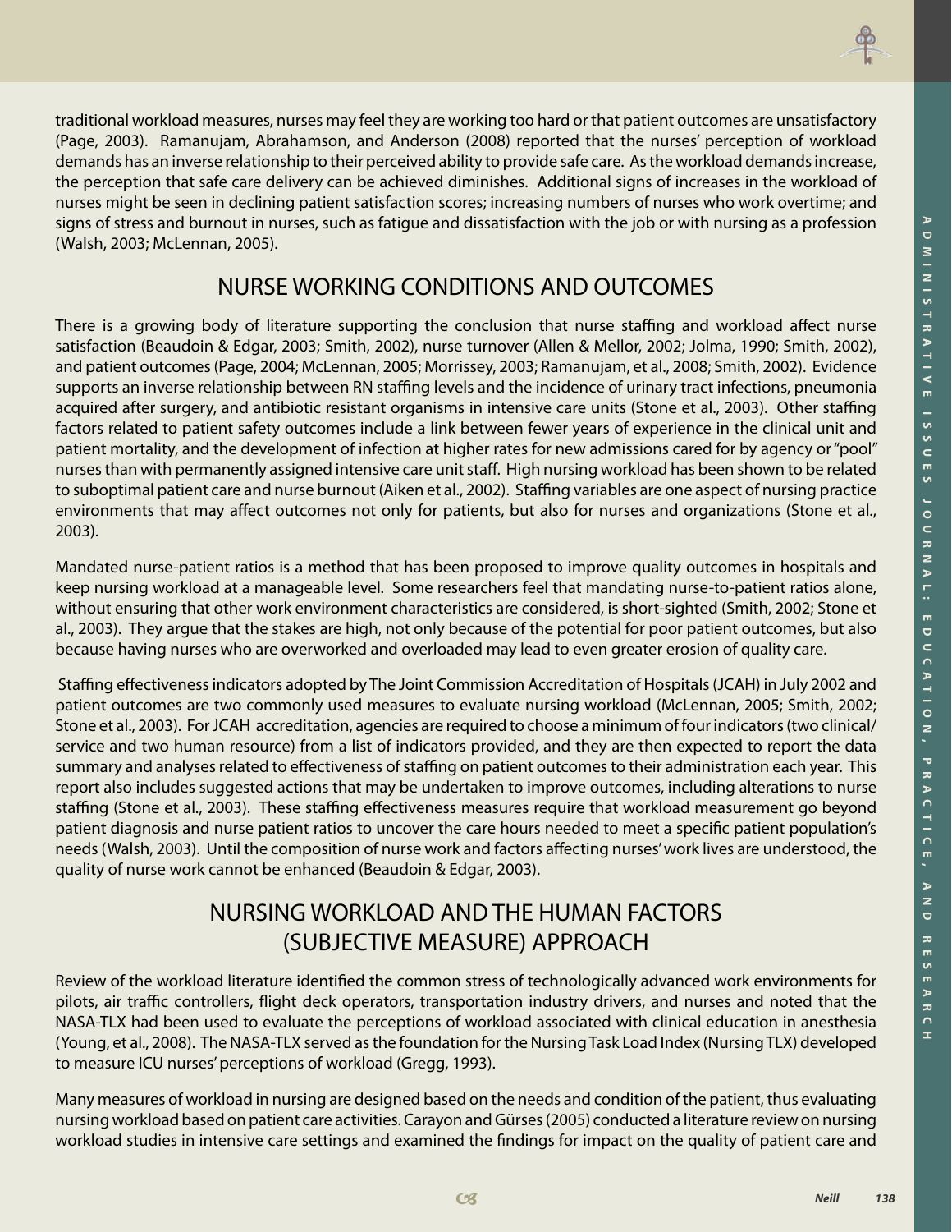traditional workload measures, nurses may feel they are working too hard or that patient outcomes are unsatisfactory (Page, 2003). Ramanujam, Abrahamson, and Anderson (2008) reported that the nurses' perception of workload demands has an inverse relationship to their perceived ability to provide safe care. As the workload demands increase, the perception that safe care delivery can be achieved diminishes. Additional signs of increases in the workload of nurses might be seen in declining patient satisfaction scores; increasing numbers of nurses who work overtime; and signs of stress and burnout in nurses, such as fatigue and dissatisfaction with the job or with nursing as a profession (Walsh, 2003; McLennan, 2005).

## NURSE WORKING CONDITIONS AND OUTCOMES

There is a growing body of literature supporting the conclusion that nurse staffing and workload affect nurse satisfaction (Beaudoin & Edgar, 2003; Smith, 2002), nurse turnover (Allen & Mellor, 2002; Jolma, 1990; Smith, 2002), and patient outcomes (Page, 2004; McLennan, 2005; Morrissey, 2003; Ramanujam, et al., 2008; Smith, 2002). Evidence supports an inverse relationship between RN staffing levels and the incidence of urinary tract infections, pneumonia acquired after surgery, and antibiotic resistant organisms in intensive care units (Stone et al., 2003). Other staffing factors related to patient safety outcomes include a link between fewer years of experience in the clinical unit and patient mortality, and the development of infection at higher rates for new admissions cared for by agency or "pool" nurses than with permanently assigned intensive care unit staff. High nursing workload has been shown to be related to suboptimal patient care and nurse burnout (Aiken et al., 2002). Staffing variables are one aspect of nursing practice environments that may affect outcomes not only for patients, but also for nurses and organizations (Stone et al., 2003).

Mandated nurse-patient ratios is a method that has been proposed to improve quality outcomes in hospitals and keep nursing workload at a manageable level. Some researchers feel that mandating nurse-to-patient ratios alone, without ensuring that other work environment characteristics are considered, is short-sighted (Smith, 2002; Stone et al., 2003). They argue that the stakes are high, not only because of the potential for poor patient outcomes, but also because having nurses who are overworked and overloaded may lead to even greater erosion of quality care.

Staffing effectiveness indicators adopted by The Joint Commission Accreditation of Hospitals (JCAH) in July 2002 and patient outcomes are two commonly used measures to evaluate nursing workload (McLennan, 2005; Smith, 2002; Stone et al., 2003). For JCAH accreditation, agencies are required to choose a minimum of four indicators (two clinical/service and two human resource) from a list of indicators provided, and they are then expected to report the data summary and analyses related to effectiveness of staffing on patient outcomes to their administration each year. This report also includes suggested actions that may be undertaken to improve outcomes, including alterations to nurse staffing (Stone et al., 2003). These staffing effectiveness measures require that workload measurement go beyond patient diagnosis and nurse patient ratios to uncover the care hours needed to meet a specific patient population's needs (Walsh, 2003). Until the composition of nurse work and factors affecting nurses' work lives are understood, the quality of nurse work cannot be enhanced (Beaudoin & Edgar, 2003).

## NURSING WORKLOAD AND THE HUMAN FACTORS (SUBJECTIVE MEASURE) APPROACH

Review of the workload literature identified the common stress of technologically advanced work environments for pilots, air traffic controllers, flight deck operators, transportation industry drivers, and nurses and noted that the NASA-TLX had been used to evaluate the perceptions of workload associated with clinical education in anesthesia (Young, et al., 2008). The NASA-TLX served as the foundation for the Nursing Task Load Index (Nursing TLX) developed to measure ICU nurses' perceptions of workload (Gregg, 1993).

Many measures of workload in nursing are designed based on the needs and condition of the patient, thus evaluating nursing workload based on patient care activities. Carayon and Gürses (2005) conducted a literature review on nursing workload studies in intensive care settings and examined the findings for impact on the quality of patient care and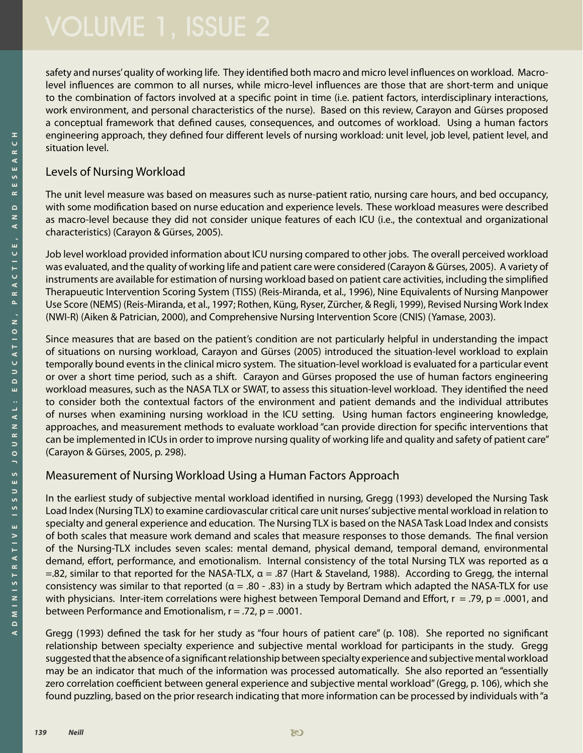safety and nurses' quality of working life. They identified both macro and micro level influences on workload. Macro-level influences are common to all nurses, while micro-level influences are those that are short-term and unique to the combination of factors involved at a specific point in time (i.e. patient factors, interdisciplinary interactions, work environment, and personal characteristics of the nurse). Based on this review, Carayon and Gürses proposed a conceptual framework that defined causes, consequences, and outcomes of workload. Using a human factors engineering approach, they defined four different levels of nursing workload: unit level, job level, patient level, and situation level.

## Levels of Nursing Workload

The unit level measure was based on measures such as nurse-patient ratio, nursing care hours, and bed occupancy, with some modification based on nurse education and experience levels. These workload measures were described as macro-level because they did not consider unique features of each ICU (i.e., the contextual and organizational characteristics) (Carayon & Gürses, 2005).

Job level workload provided information about ICU nursing compared to other jobs. The overall perceived workload was evaluated, and the quality of working life and patient care were considered (Carayon & Gürses, 2005). A variety of instruments are available for estimation of nursing workload based on patient care activities, including the simplified Therapueutic Intervention Scoring System (TISS) (Reis-Miranda, et al., 1996), Nine Equivalents of Nursing Manpower Use Score (NEMS) (Reis-Miranda, et al., 1997; Rothen, Küng, Ryser, Zürcher, & Regli, 1999), Revised Nursing Work Index (NWI-R) (Aiken & Patrician, 2000), and Comprehensive Nursing Intervention Score (CNIS) (Yamase, 2003).

Since measures that are based on the patient's condition are not particularly helpful in understanding the impact of situations on nursing workload, Carayon and Gürses (2005) introduced the situation-level workload to explain temporally bound events in the clinical micro system. The situation-level workload is evaluated for a particular event or over a short time period, such as a shift. Carayon and Gürses proposed the use of human factors engineering workload measures, such as the NASA TLX or SWAT, to assess this situation-level workload. They identified the need to consider both the contextual factors of the environment and patient demands and the individual attributes of nurses when examining nursing workload in the ICU setting. Using human factors engineering knowledge, approaches, and measurement methods to evaluate workload "can provide direction for specific interventions that can be implemented in ICUs in order to improve nursing quality of working life and quality and safety of patient care" (Carayon & Gürses, 2005, p. 298).

## Measurement of Nursing Workload Using a Human Factors Approach

In the earliest study of subjective mental workload identified in nursing, Gregg (1993) developed the Nursing Task Load Index (Nursing TLX) to examine cardiovascular critical care unit nurses' subjective mental workload in relation to specialty and general experience and education. The Nursing TLX is based on the NASA Task Load Index and consists of both scales that measure work demand and scales that measure responses to those demands. The final version of the Nursing-TLX includes seven scales: mental demand, physical demand, temporal demand, environmental demand, effort, performance, and emotionalism. Internal consistency of the total Nursing TLX was reported as $\alpha = .82$, similar to that reported for the NASA-TLX, $\alpha = .87$ (Hart & Staveland, 1988). According to Gregg, the internal consistency was similar to that reported ($\alpha = .80 - .83$) in a study by Bertram which adapted the NASA-TLX for use with physicians. Inter-item correlations were highest between Temporal Demand and Effort, $r = .79$, $p = .0001$, and between Performance and Emotionalism, $r = .72$, $p = .0001$.

Gregg (1993) defined the task for her study as "four hours of patient care" (p. 108). She reported no significant relationship between specialty experience and subjective mental workload for participants in the study. Gregg suggested that the absence of a significant relationship between specialty experience and subjective mental workload may be an indicator that much of the information was processed automatically. She also reported an "essentially zero correlation coefficient between general experience and subjective mental workload" (Gregg, p. 106), which she found puzzling, based on the prior research indicating that more information can be processed by individuals with "a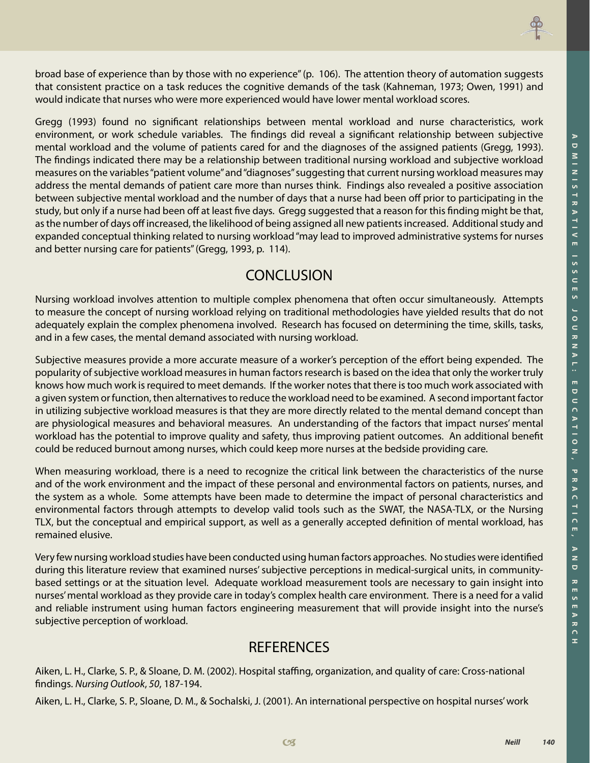broad base of experience than by those with no experience" (p. 106). The attention theory of automation suggests that consistent practice on a task reduces the cognitive demands of the task (Kahneman, 1973; Owen, 1991) and would indicate that nurses who were more experienced would have lower mental workload scores.

Gregg (1993) found no significant relationships between mental workload and nurse characteristics, work environment, or work schedule variables. The findings did reveal a significant relationship between subjective mental workload and the volume of patients cared for and the diagnoses of the assigned patients (Gregg, 1993). The findings indicated there may be a relationship between traditional nursing workload and subjective workload measures on the variables "patient volume" and "diagnoses" suggesting that current nursing workload measures may address the mental demands of patient care more than nurses think. Findings also revealed a positive association between subjective mental workload and the number of days that a nurse had been off prior to participating in the study, but only if a nurse had been off at least five days. Gregg suggested that a reason for this finding might be that, as the number of days off increased, the likelihood of being assigned all new patients increased. Additional study and expanded conceptual thinking related to nursing workload "may lead to improved administrative systems for nurses and better nursing care for patients" (Gregg, 1993, p. 114).

## CONCLUSION

Nursing workload involves attention to multiple complex phenomena that often occur simultaneously. Attempts to measure the concept of nursing workload relying on traditional methodologies have yielded results that do not adequately explain the complex phenomena involved. Research has focused on determining the time, skills, tasks, and in a few cases, the mental demand associated with nursing workload.

Subjective measures provide a more accurate measure of a worker's perception of the effort being expended. The popularity of subjective workload measures in human factors research is based on the idea that only the worker truly knows how much work is required to meet demands. If the worker notes that there is too much work associated with a given system or function, then alternatives to reduce the workload need to be examined. A second important factor in utilizing subjective workload measures is that they are more directly related to the mental demand concept than are physiological measures and behavioral measures. An understanding of the factors that impact nurses' mental workload has the potential to improve quality and safety, thus improving patient outcomes. An additional benefit could be reduced burnout among nurses, which could keep more nurses at the bedside providing care.

When measuring workload, there is a need to recognize the critical link between the characteristics of the nurse and of the work environment and the impact of these personal and environmental factors on patients, nurses, and the system as a whole. Some attempts have been made to determine the impact of personal characteristics and environmental factors through attempts to develop valid tools such as the SWAT, the NASA-TLX, or the Nursing TLX, but the conceptual and empirical support, as well as a generally accepted definition of mental workload, has remained elusive.

Very few nursing workload studies have been conducted using human factors approaches. No studies were identified during this literature review that examined nurses' subjective perceptions in medical-surgical units, in community-based settings or at the situation level. Adequate workload measurement tools are necessary to gain insight into nurses' mental workload as they provide care in today's complex health care environment. There is a need for a valid and reliable instrument using human factors engineering measurement that will provide insight into the nurse's subjective perception of workload.

## REFERENCES

Aiken, L. H., Clarke, S. P., & Sloane, D. M. (2002). Hospital staffing, organization, and quality of care: Cross-national findings. *Nursing Outlook*, *50*, 187-194.

Aiken, L. H., Clarke, S. P., Sloane, D. M., & Sochalski, J. (2001). An international perspective on hospital nurses' work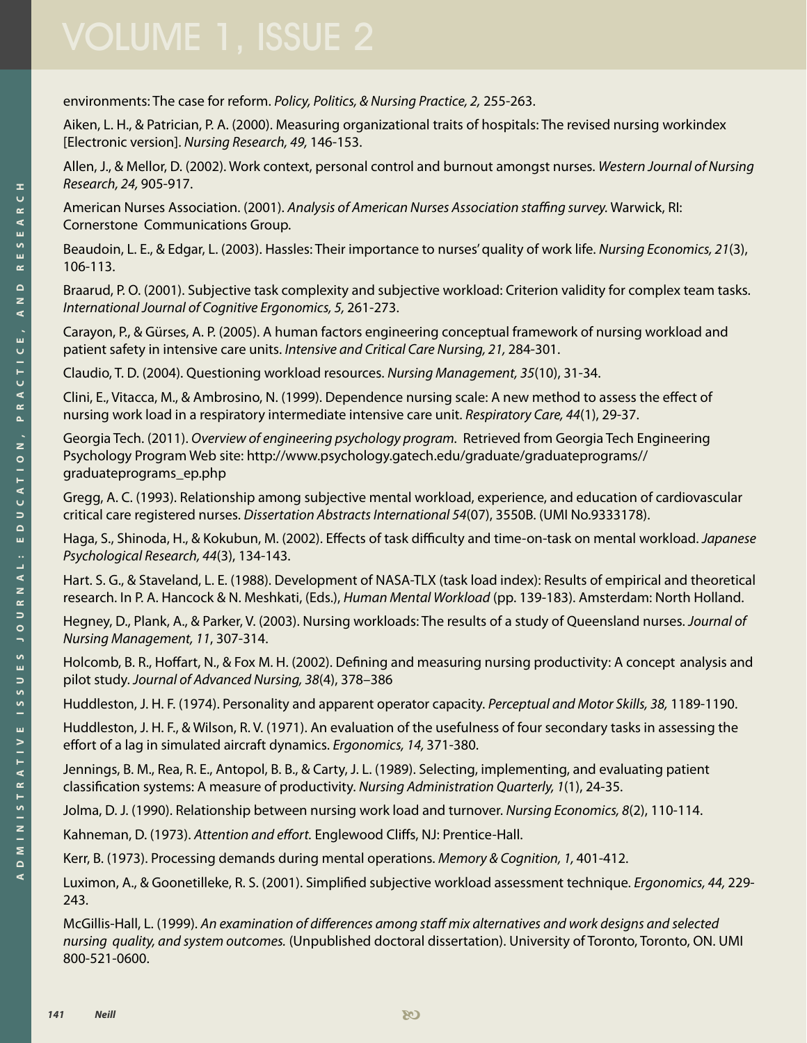environments: The case for reform. *Policy, Politics, & Nursing Practice, 2,* 255-263.

Aiken, L. H., & Patrician, P. A. (2000). Measuring organizational traits of hospitals: The revised nursing workindex [Electronic version]. *Nursing Research, 49,* 146-153.

Allen, J., & Mellor, D. (2002). Work context, personal control and burnout amongst nurses. *Western Journal of Nursing Research, 24,* 905-917.

American Nurses Association. (2001). *Analysis of American Nurses Association staffing survey.* Warwick, RI: Cornerstone Communications Group.

Beaudoin, L. E., & Edgar, L. (2003). Hassles: Their importance to nurses' quality of work life. *Nursing Economics, 21*(3), 106-113.

Braarud, P. O. (2001). Subjective task complexity and subjective workload: Criterion validity for complex team tasks. *International Journal of Cognitive Ergonomics, 5,* 261-273.

Carayon, P., & Gürses, A. P. (2005). A human factors engineering conceptual framework of nursing workload and patient safety in intensive care units. *Intensive and Critical Care Nursing, 21,* 284-301.

Claudio, T. D. (2004). Questioning workload resources. *Nursing Management, 35*(10), 31-34.

Clini, E., Vitacca, M., & Ambrosino, N. (1999). Dependence nursing scale: A new method to assess the effect of nursing work load in a respiratory intermediate intensive care unit. *Respiratory Care, 44*(1), 29-37.

Georgia Tech. (2011). *Overview of engineering psychology program.* Retrieved from Georgia Tech Engineering Psychology Program Web site: http://www.psychology.gatech.edu/graduate/graduateprograms//graduateprograms_ep.php

Gregg, A. C. (1993). Relationship among subjective mental workload, experience, and education of cardiovascular critical care registered nurses. *Dissertation Abstracts International 54*(07), 3550B. (UMI No.9333178).

Haga, S., Shinoda, H., & Kokubun, M. (2002). Effects of task difficulty and time-on-task on mental workload. *Japanese Psychological Research, 44*(3), 134-143.

Hart. S. G., & Staveland, L. E. (1988). Development of NASA-TLX (task load index): Results of empirical and theoretical research. In P. A. Hancock & N. Meshkati, (Eds.), *Human Mental Workload* (pp. 139-183). Amsterdam: North Holland.

Hegney, D., Plank, A., & Parker, V. (2003). Nursing workloads: The results of a study of Queensland nurses. *Journal of Nursing Management, 11*, 307-314.

Holcomb, B. R., Hoffart, N., & Fox M. H. (2002). Defining and measuring nursing productivity: A concept analysis and pilot study. *Journal of Advanced Nursing, 38*(4), 378–386

Huddleston, J. H. F. (1974). Personality and apparent operator capacity. *Perceptual and Motor Skills, 38,* 1189-1190.

Huddleston, J. H. F., & Wilson, R. V. (1971). An evaluation of the usefulness of four secondary tasks in assessing the effort of a lag in simulated aircraft dynamics. *Ergonomics, 14,* 371-380.

Jennings, B. M., Rea, R. E., Antopol, B. B., & Carty, J. L. (1989). Selecting, implementing, and evaluating patient classification systems: A measure of productivity. *Nursing Administration Quarterly, 1*(1), 24-35.

Jolma, D. J. (1990). Relationship between nursing work load and turnover. *Nursing Economics, 8*(2), 110-114.

Kahneman, D. (1973). *Attention and effort.* Englewood Cliffs, NJ: Prentice-Hall.

Kerr, B. (1973). Processing demands during mental operations. *Memory & Cognition, 1*, 401-412.

Luximon, A., & Goonetilleke, R. S. (2001). Simplified subjective workload assessment technique. *Ergonomics, 44,* 229-243.

McGillis-Hall, L. (1999). *An examination of differences among staff mix alternatives and work designs and selected nursing quality, and system outcomes.* (Unpublished doctoral dissertation). University of Toronto, Toronto, ON. UMI 800-521-0600.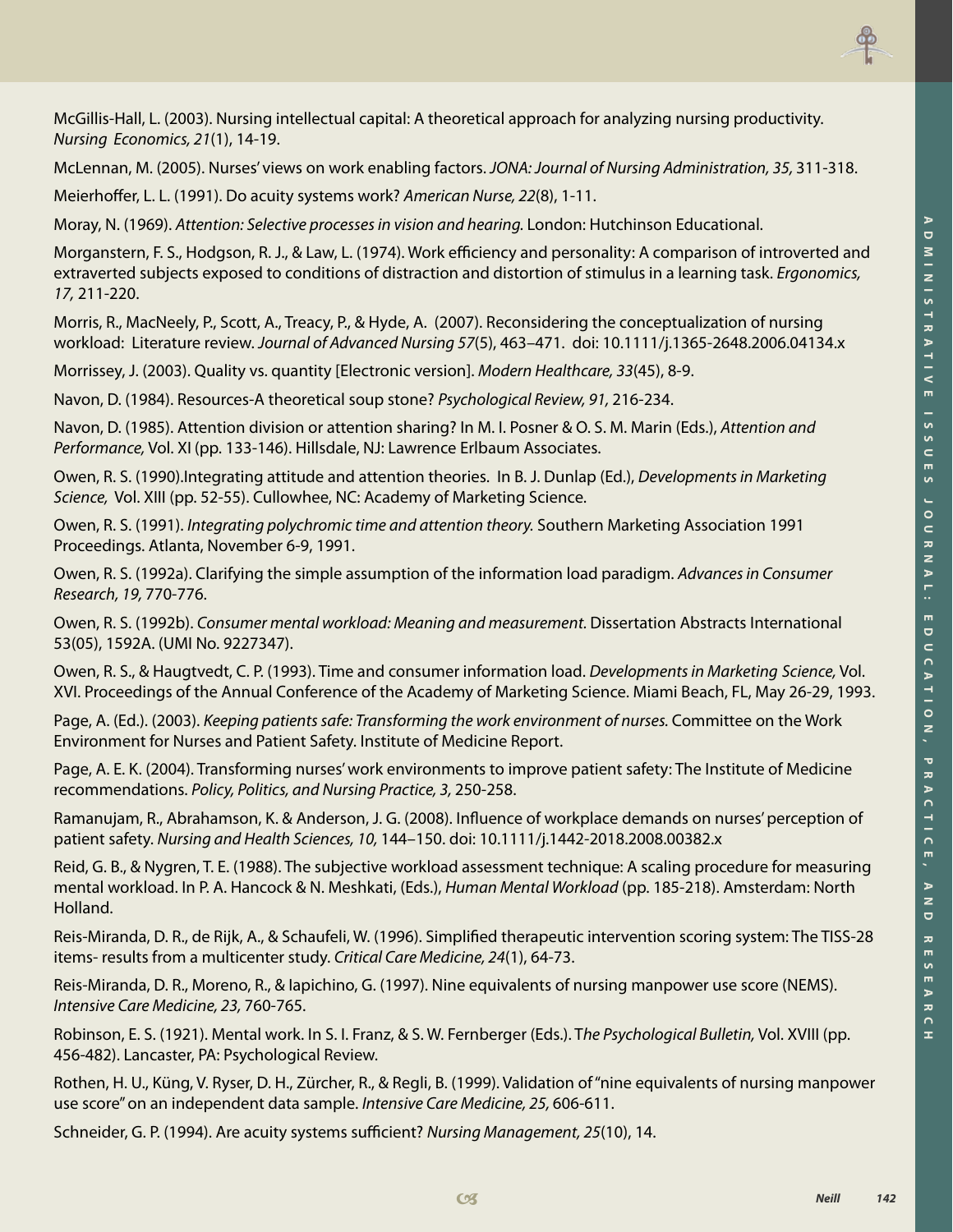McGillis-Hall, L. (2003). Nursing intellectual capital: A theoretical approach for analyzing nursing productivity. *Nursing Economics, 21*(1), 14-19.

McLennan, M. (2005). Nurses' views on work enabling factors. *JONA: Journal of Nursing Administration, 35,* 311-318.

Meierhoffer, L. L. (1991). Do acuity systems work? *American Nurse, 22*(8), 1-11.

Moray, N. (1969). *Attention: Selective processes in vision and hearing.* London: Hutchinson Educational.

Morganstern, F. S., Hodgson, R. J., & Law, L. (1974). Work efficiency and personality: A comparison of introverted and extraverted subjects exposed to conditions of distraction and distortion of stimulus in a learning task. *Ergonomics, 17,* 211-220.

Morris, R., MacNeely, P., Scott, A., Treacy, P., & Hyde, A. (2007). Reconsidering the conceptualization of nursing workload: Literature review. *Journal of Advanced Nursing 57*(5), 463–471. doi: 10.1111/j.1365-2648.2006.04134.x

Morrissey, J. (2003). Quality vs. quantity [Electronic version]. *Modern Healthcare, 33*(45), 8-9.

Navon, D. (1984). Resources-A theoretical soup stone? *Psychological Review, 91,* 216-234.

Navon, D. (1985). Attention division or attention sharing? In M. I. Posner & O. S. M. Marin (Eds.), *Attention and Performance,* Vol. XI (pp. 133-146). Hillsdale, NJ: Lawrence Erlbaum Associates.

Owen, R. S. (1990).Integrating attitude and attention theories. In B. J. Dunlap (Ed.), *Developments in Marketing Science,* Vol. XIII (pp. 52-55). Cullowhee, NC: Academy of Marketing Science.

Owen, R. S. (1991). *Integrating polychromic time and attention theory.* Southern Marketing Association 1991 Proceedings. Atlanta, November 6-9, 1991.

Owen, R. S. (1992a). Clarifying the simple assumption of the information load paradigm. *Advances in Consumer Research, 19,* 770-776.

Owen, R. S. (1992b). *Consumer mental workload: Meaning and measurement.* Dissertation Abstracts International 53(05), 1592A. (UMI No. 9227347).

Owen, R. S., & Haugtvedt, C. P. (1993). Time and consumer information load. *Developments in Marketing Science,* Vol. XVI. Proceedings of the Annual Conference of the Academy of Marketing Science. Miami Beach, FL, May 26-29, 1993.

Page, A. (Ed.). (2003). *Keeping patients safe: Transforming the work environment of nurses.* Committee on the Work Environment for Nurses and Patient Safety. Institute of Medicine Report.

Page, A. E. K. (2004). Transforming nurses' work environments to improve patient safety: The Institute of Medicine recommendations. *Policy, Politics, and Nursing Practice, 3,* 250-258.

Ramanujam, R., Abrahamson, K. & Anderson, J. G. (2008). Influence of workplace demands on nurses' perception of patient safety. *Nursing and Health Sciences, 10,* 144–150. doi: 10.1111/j.1442-2018.2008.00382.x

Reid, G. B., & Nygren, T. E. (1988). The subjective workload assessment technique: A scaling procedure for measuring mental workload. In P. A. Hancock & N. Meshkati, (Eds.), *Human Mental Workload* (pp. 185-218). Amsterdam: North Holland.

Reis-Miranda, D. R., de Rijk, A., & Schaufeli, W. (1996). Simplified therapeutic intervention scoring system: The TISS-28 items- results from a multicenter study. *Critical Care Medicine, 24*(1), 64-73.

Reis-Miranda, D. R., Moreno, R., & Iapichino, G. (1997). Nine equivalents of nursing manpower use score (NEMS). *Intensive Care Medicine, 23,* 760-765.

Robinson, E. S. (1921). Mental work. In S. I. Franz, & S. W. Fernberger (Eds.). T*he Psychological Bulletin,* Vol. XVIII (pp. 456-482). Lancaster, PA: Psychological Review.

Rothen, H. U., Küng, V. Ryser, D. H., Zürcher, R., & Regli, B. (1999). Validation of "nine equivalents of nursing manpower use score" on an independent data sample. *Intensive Care Medicine, 25,* 606-611.

Schneider, G. P. (1994). Are acuity systems sufficient? *Nursing Management, 25*(10), 14.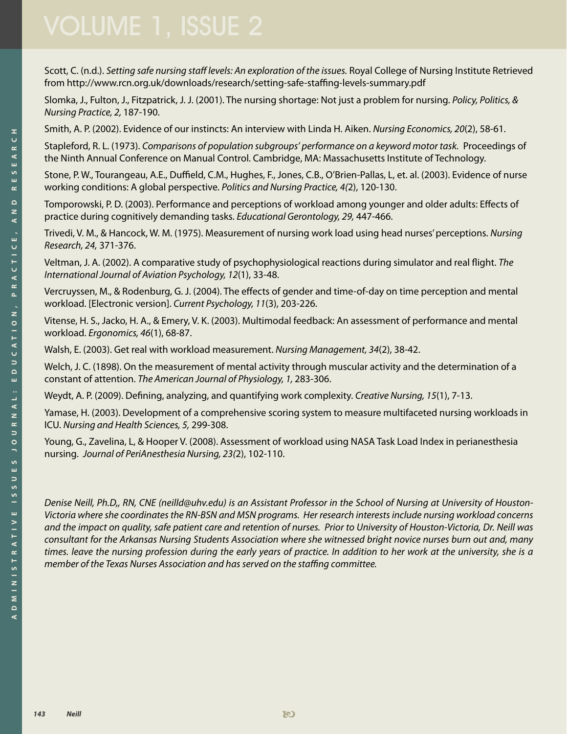Scott, C. (n.d.). *Setting safe nursing staff levels: An exploration of the issues.* Royal College of Nursing Institute Retrieved from http://www.rcn.org.uk/downloads/research/setting-safe-staffing-levels-summary.pdf

Slomka, J., Fulton, J., Fitzpatrick, J. J. (2001). The nursing shortage: Not just a problem for nursing. *Policy, Politics, & Nursing Practice, 2,* 187-190.

Smith, A. P. (2002). Evidence of our instincts: An interview with Linda H. Aiken. *Nursing Economics, 20*(2), 58-61.

Stapleford, R. L. (1973). *Comparisons of population subgroups' performance on a keyword motor task.* Proceedings of the Ninth Annual Conference on Manual Control. Cambridge, MA: Massachusetts Institute of Technology.

Stone, P. W., Tourangeau, A.E., Duffield, C.M., Hughes, F., Jones, C.B., O'Brien-Pallas, L, et. al. (2003). Evidence of nurse working conditions: A global perspective. *Politics and Nursing Practice, 4(*2), 120-130.

Tomporowski, P. D. (2003). Performance and perceptions of workload among younger and older adults: Effects of practice during cognitively demanding tasks. *Educational Gerontology, 29,* 447-466.

Trivedi, V. M., & Hancock, W. M. (1975). Measurement of nursing work load using head nurses' perceptions. *Nursing Research, 24,* 371-376.

Veltman, J. A. (2002). A comparative study of psychophysiological reactions during simulator and real flight. *The International Journal of Aviation Psychology, 12*(1), 33-48.

Vercruyssen, M., & Rodenburg, G. J. (2004). The effects of gender and time-of-day on time perception and mental workload. [Electronic version]. *Current Psychology, 11*(3), 203-226.

Vitense, H. S., Jacko, H. A., & Emery, V. K. (2003). Multimodal feedback: An assessment of performance and mental workload. *Ergonomics, 46*(1), 68-87.

Walsh, E. (2003). Get real with workload measurement. *Nursing Management, 34*(2), 38-42.

Welch, J. C. (1898). On the measurement of mental activity through muscular activity and the determination of a constant of attention. *The American Journal of Physiology, 1,* 283-306.

Weydt, A. P. (2009). Defining, analyzing, and quantifying work complexity. *Creative Nursing, 15*(1), 7-13.

Yamase, H. (2003). Development of a comprehensive scoring system to measure multifaceted nursing workloads in ICU. *Nursing and Health Sciences, 5,* 299-308.

Young, G., Zavelina, L, & Hooper V. (2008). Assessment of workload using NASA Task Load Index in perianesthesia nursing. *Journal of PeriAnesthesia Nursing, 23(*2), 102-110.

*Denise Neill, Ph.D,, RN, CNE (neilld@uhv.edu) is an Assistant Professor in the School of Nursing at University of Houston-Victoria where she coordinates the RN-BSN and MSN programs. Her research interests include nursing workload concerns and the impact on quality, safe patient care and retention of nurses. Prior to University of Houston-Victoria, Dr. Neill was consultant for the Arkansas Nursing Students Association where she witnessed bright novice nurses burn out and, many times. leave the nursing profession during the early years of practice. In addition to her work at the university, she is a member of the Texas Nurses Association and has served on the staffing committee.*